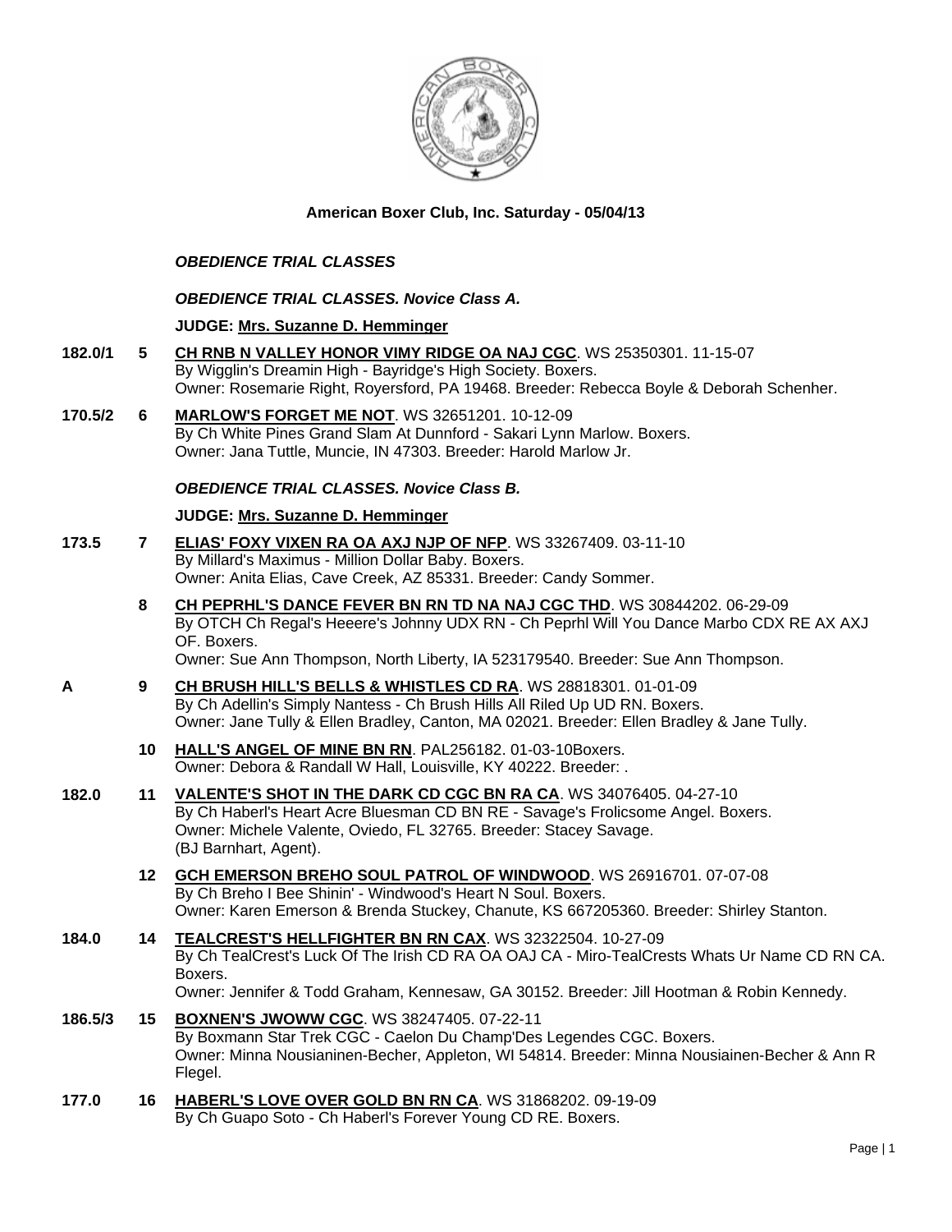**American Boxer Club, Inc. Saturday - 05/04/13**

***OBEDIENCE TRIAL CLASSES***

***OBEDIENCE TRIAL CLASSES. Novice Class A.***

**JUDGE: Mrs. Suzanne D. Hemminger**

**182.0/1** **5** **CH RNB N VALLEY HONOR VIMY RIDGE OA NAJ CGC**. WS 25350301. 11-15-07
By Wigglin's Dreamin High - Bayridge's High Society. Boxers.
Owner: Rosemarie Right, Royersford, PA 19468. Breeder: Rebecca Boyle & Deborah Schenher.

**170.5/2** **6** **MARLOW'S FORGET ME NOT**. WS 32651201. 10-12-09
By Ch White Pines Grand Slam At Dunnford - Sakari Lynn Marlow. Boxers.
Owner: Jana Tuttle, Muncie, IN 47303. Breeder: Harold Marlow Jr.

***OBEDIENCE TRIAL CLASSES. Novice Class B.***

**JUDGE: Mrs. Suzanne D. Hemminger**

**173.5** **7** **ELIAS' FOXY VIXEN RA OA AXJ NJP OF NFP**. WS 33267409. 03-11-10
By Millard's Maximus - Million Dollar Baby. Boxers.
Owner: Anita Elias, Cave Creek, AZ 85331. Breeder: Candy Sommer.

**8** **CH PEPRHL'S DANCE FEVER BN RN TD NA NAJ CGC THD**. WS 30844202. 06-29-09
By OTCH Ch Regal's Heeere's Johnny UDX RN - Ch Peprhl Will You Dance Marbo CDX RE AX AXJ OF. Boxers.
Owner: Sue Ann Thompson, North Liberty, IA 523179540. Breeder: Sue Ann Thompson.

**A** **9** **CH BRUSH HILL'S BELLS & WHISTLES CD RA**. WS 28818301. 01-01-09
By Ch Adellin's Simply Nantess - Ch Brush Hills All Riled Up UD RN. Boxers.
Owner: Jane Tully & Ellen Bradley, Canton, MA 02021. Breeder: Ellen Bradley & Jane Tully.

**10** **HALL'S ANGEL OF MINE BN RN**. PAL256182. 01-03-10Boxers.
Owner: Debora & Randall W Hall, Louisville, KY 40222. Breeder: .

**182.0** **11** **VALENTE'S SHOT IN THE DARK CD CGC BN RA CA**. WS 34076405. 04-27-10
By Ch Haberl's Heart Acre Bluesman CD BN RE - Savage's Frolicsome Angel. Boxers.
Owner: Michele Valente, Oviedo, FL 32765. Breeder: Stacey Savage.
(BJ Barnhart, Agent).

**12** **GCH EMERSON BREHO SOUL PATROL OF WINDWOOD**. WS 26916701. 07-07-08
By Ch Breho I Bee Shinin' - Windwood's Heart N Soul. Boxers.
Owner: Karen Emerson & Brenda Stuckey, Chanute, KS 667205360. Breeder: Shirley Stanton.

**184.0** **14** **TEALCREST'S HELLFIGHTER BN RN CAX**. WS 32322504. 10-27-09
By Ch TealCrest's Luck Of The Irish CD RA OA OAJ CA - Miro-TealCrests Whats Ur Name CD RN CA. Boxers.
Owner: Jennifer & Todd Graham, Kennesaw, GA 30152. Breeder: Jill Hootman & Robin Kennedy.

**186.5/3** **15** **BOXNEN'S JWOWW CGC**. WS 38247405. 07-22-11
By Boxmann Star Trek CGC - Caelon Du Champ'Des Legendes CGC. Boxers.
Owner: Minna Nousianinen-Becher, Appleton, WI 54814. Breeder: Minna Nousiainen-Becher & Ann R Flegel.

**177.0** **16** **HABERL'S LOVE OVER GOLD BN RN CA**. WS 31868202. 09-19-09
By Ch Guapo Soto - Ch Haberl's Forever Young CD RE. Boxers.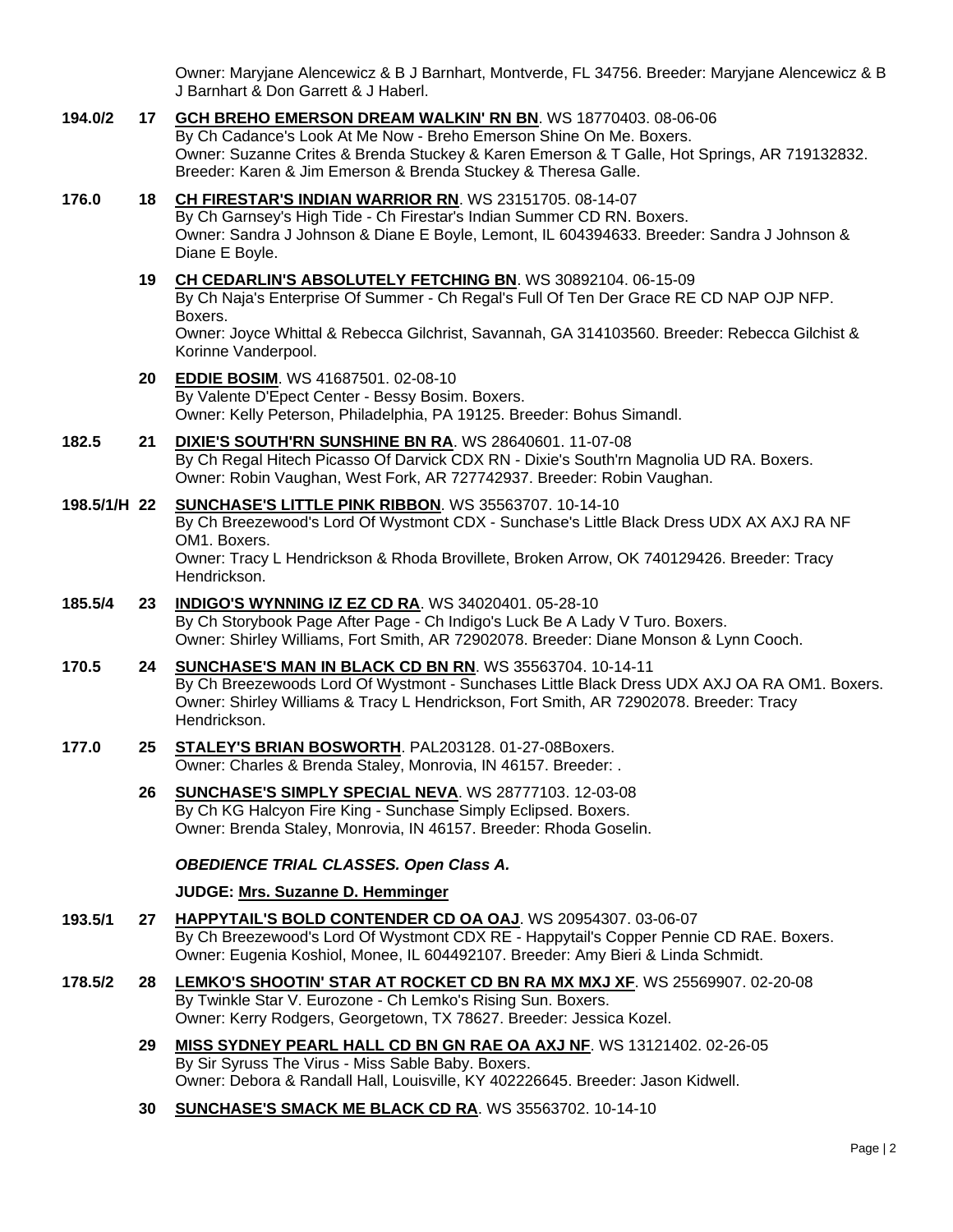Owner: Maryjane Alencewicz & B J Barnhart, Montverde, FL 34756. Breeder: Maryjane Alencewicz & B J Barnhart & Don Garrett & J Haberl.

**194.0/2** **17** **GCH BREHO EMERSON DREAM WALKIN' RN BN**. WS 18770403. 08-06-06
By Ch Cadance's Look At Me Now - Breho Emerson Shine On Me. Boxers.
Owner: Suzanne Crites & Brenda Stuckey & Karen Emerson & T Galle, Hot Springs, AR 719132832. Breeder: Karen & Jim Emerson & Brenda Stuckey & Theresa Galle.

**176.0** **18** **CH FIRESTAR'S INDIAN WARRIOR RN**. WS 23151705. 08-14-07
By Ch Garnsey's High Tide - Ch Firestar's Indian Summer CD RN. Boxers.
Owner: Sandra J Johnson & Diane E Boyle, Lemont, IL 604394633. Breeder: Sandra J Johnson & Diane E Boyle.

**19** **CH CEDARLIN'S ABSOLUTELY FETCHING BN**. WS 30892104. 06-15-09
By Ch Naja's Enterprise Of Summer - Ch Regal's Full Of Ten Der Grace RE CD NAP OJP NFP. Boxers.
Owner: Joyce Whittal & Rebecca Gilchrist, Savannah, GA 314103560. Breeder: Rebecca Gilchist & Korinne Vanderpool.

**20** **EDDIE BOSIM**. WS 41687501. 02-08-10
By Valente D'Epect Center - Bessy Bosim. Boxers.
Owner: Kelly Peterson, Philadelphia, PA 19125. Breeder: Bohus Simandl.

**182.5** **21** **DIXIE'S SOUTH'RN SUNSHINE BN RA**. WS 28640601. 11-07-08
By Ch Regal Hitech Picasso Of Darvick CDX RN - Dixie's South'rn Magnolia UD RA. Boxers.
Owner: Robin Vaughan, West Fork, AR 727742937. Breeder: Robin Vaughan.

**198.5/1/H** **22** **SUNCHASE'S LITTLE PINK RIBBON**. WS 35563707. 10-14-10
By Ch Breezewood's Lord Of Wystmont CDX - Sunchase's Little Black Dress UDX AX AXJ RA NF OM1. Boxers.
Owner: Tracy L Hendrickson & Rhoda Brovillete, Broken Arrow, OK 740129426. Breeder: Tracy Hendrickson.

**185.5/4** **23** **INDIGO'S WYNNING IZ EZ CD RA**. WS 34020401. 05-28-10
By Ch Storybook Page After Page - Ch Indigo's Luck Be A Lady V Turo. Boxers.
Owner: Shirley Williams, Fort Smith, AR 72902078. Breeder: Diane Monson & Lynn Cooch.

**170.5** **24** **SUNCHASE'S MAN IN BLACK CD BN RN**. WS 35563704. 10-14-11
By Ch Breezewoods Lord Of Wystmont - Sunchases Little Black Dress UDX AXJ OA RA OM1. Boxers.
Owner: Shirley Williams & Tracy L Hendrickson, Fort Smith, AR 72902078. Breeder: Tracy Hendrickson.

**177.0** **25** **STALEY'S BRIAN BOSWORTH**. PAL203128. 01-27-08Boxers.
Owner: Charles & Brenda Staley, Monrovia, IN 46157. Breeder: .

**26** **SUNCHASE'S SIMPLY SPECIAL NEVA**. WS 28777103. 12-03-08
By Ch KG Halcyon Fire King - Sunchase Simply Eclipsed. Boxers.
Owner: Brenda Staley, Monrovia, IN 46157. Breeder: Rhoda Goselin.

***OBEDIENCE TRIAL CLASSES. Open Class A.***

**JUDGE: Mrs. Suzanne D. Hemminger**

**193.5/1** **27** **HAPPYTAIL'S BOLD CONTENDER CD OA OAJ**. WS 20954307. 03-06-07
By Ch Breezewood's Lord Of Wystmont CDX RE - Happytail's Copper Pennie CD RAE. Boxers.
Owner: Eugenia Koshiol, Monee, IL 604492107. Breeder: Amy Bieri & Linda Schmidt.

**178.5/2** **28** **LEMKO'S SHOOTIN' STAR AT ROCKET CD BN RA MX MXJ XF**. WS 25569907. 02-20-08
By Twinkle Star V. Eurozone - Ch Lemko's Rising Sun. Boxers.
Owner: Kerry Rodgers, Georgetown, TX 78627. Breeder: Jessica Kozel.

**29** **MISS SYDNEY PEARL HALL CD BN GN RAE OA AXJ NF**. WS 13121402. 02-26-05
By Sir Syruss The Virus - Miss Sable Baby. Boxers.
Owner: Debora & Randall Hall, Louisville, KY 402226645. Breeder: Jason Kidwell.

**30** **SUNCHASE'S SMACK ME BLACK CD RA**. WS 35563702. 10-14-10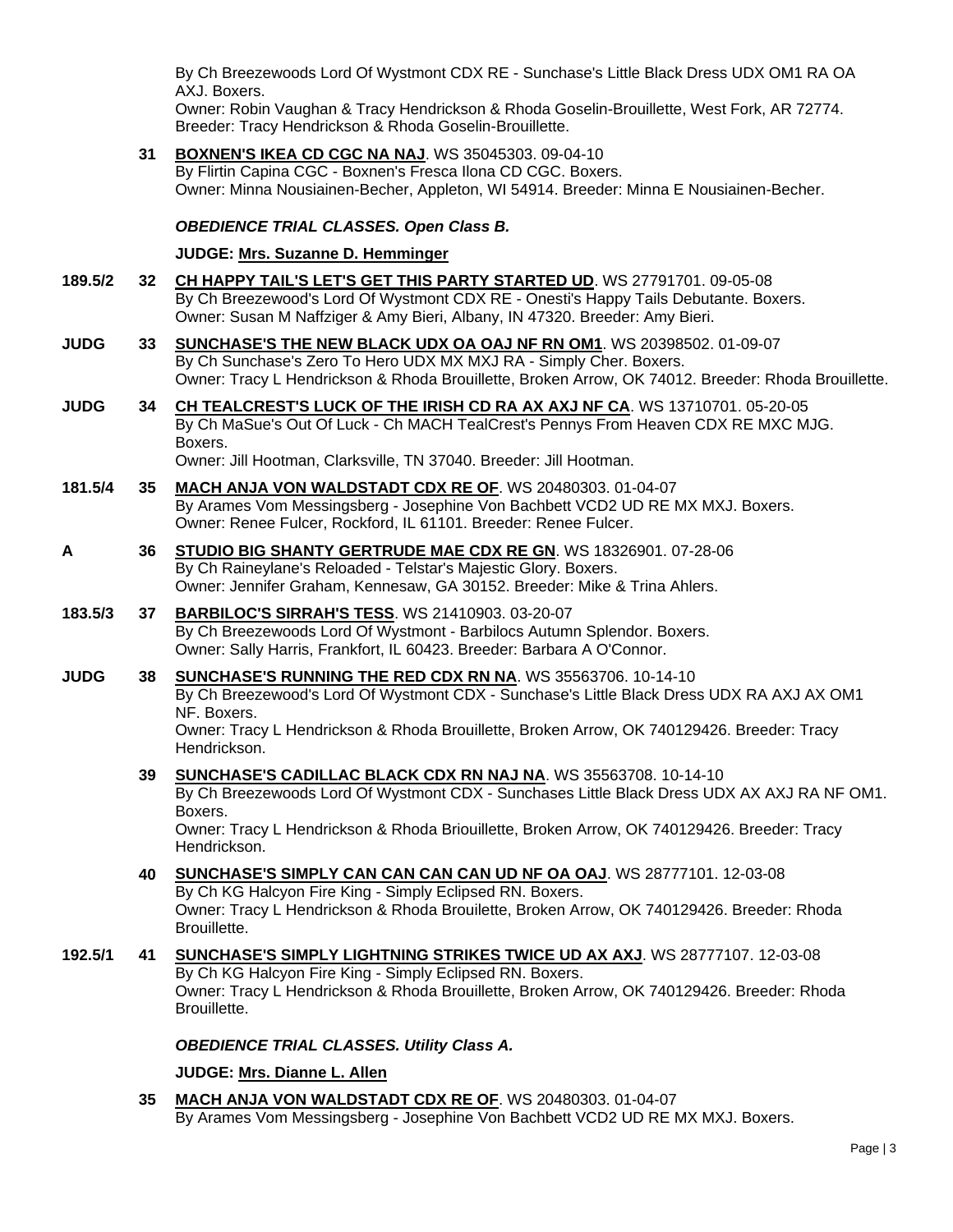By Ch Breezewoods Lord Of Wystmont CDX RE - Sunchase's Little Black Dress UDX OM1 RA OA AXJ. Boxers.
Owner: Robin Vaughan & Tracy Hendrickson & Rhoda Goselin-Brouillette, West Fork, AR 72774. Breeder: Tracy Hendrickson & Rhoda Goselin-Brouillette.

**31** **BOXNEN'S IKEA CD CGC NA NAJ**. WS 35045303. 09-04-10
By Flirtin Capina CGC - Boxnen's Fresca Ilona CD CGC. Boxers.
Owner: Minna Nousiainen-Becher, Appleton, WI 54914. Breeder: Minna E Nousiainen-Becher.

***OBEDIENCE TRIAL CLASSES. Open Class B.***

**JUDGE: Mrs. Suzanne D. Hemminger**

**189.5/2** **32** **CH HAPPY TAIL'S LET'S GET THIS PARTY STARTED UD**. WS 27791701. 09-05-08
By Ch Breezewood's Lord Of Wystmont CDX RE - Onesti's Happy Tails Debutante. Boxers.
Owner: Susan M Naffziger & Amy Bieri, Albany, IN 47320. Breeder: Amy Bieri.

**JUDG** **33** **SUNCHASE'S THE NEW BLACK UDX OA OAJ NF RN OM1**. WS 20398502. 01-09-07
By Ch Sunchase's Zero To Hero UDX MX MXJ RA - Simply Cher. Boxers.
Owner: Tracy L Hendrickson & Rhoda Brouillette, Broken Arrow, OK 74012. Breeder: Rhoda Brouillette.

**JUDG** **34** **CH TEALCREST'S LUCK OF THE IRISH CD RA AX AXJ NF CA**. WS 13710701. 05-20-05
By Ch MaSue's Out Of Luck - Ch MACH TealCrest's Pennys From Heaven CDX RE MXC MJG. Boxers.
Owner: Jill Hootman, Clarksville, TN 37040. Breeder: Jill Hootman.

**181.5/4** **35** **MACH ANJA VON WALDSTADT CDX RE OF**. WS 20480303. 01-04-07
By Arames Vom Messingsberg - Josephine Von Bachbett VCD2 UD RE MX MXJ. Boxers.
Owner: Renee Fulcer, Rockford, IL 61101. Breeder: Renee Fulcer.

**A** **36** **STUDIO BIG SHANTY GERTRUDE MAE CDX RE GN**. WS 18326901. 07-28-06
By Ch Raineylane's Reloaded - Telstar's Majestic Glory. Boxers.
Owner: Jennifer Graham, Kennesaw, GA 30152. Breeder: Mike & Trina Ahlers.

**183.5/3** **37** **BARBILOC'S SIRRAH'S TESS**. WS 21410903. 03-20-07
By Ch Breezewoods Lord Of Wystmont - Barbilocs Autumn Splendor. Boxers.
Owner: Sally Harris, Frankfort, IL 60423. Breeder: Barbara A O'Connor.

**JUDG** **38** **SUNCHASE'S RUNNING THE RED CDX RN NA**. WS 35563706. 10-14-10
By Ch Breezewood's Lord Of Wystmont CDX - Sunchase's Little Black Dress UDX RA AXJ AX OM1 NF. Boxers.
Owner: Tracy L Hendrickson & Rhoda Brouillette, Broken Arrow, OK 740129426. Breeder: Tracy Hendrickson.

**39** **SUNCHASE'S CADILLAC BLACK CDX RN NAJ NA**. WS 35563708. 10-14-10
By Ch Breezewoods Lord Of Wystmont CDX - Sunchases Little Black Dress UDX AX AXJ RA NF OM1. Boxers.
Owner: Tracy L Hendrickson & Rhoda Briouillette, Broken Arrow, OK 740129426. Breeder: Tracy Hendrickson.

**40** **SUNCHASE'S SIMPLY CAN CAN CAN CAN UD NF OA OAJ**. WS 28777101. 12-03-08
By Ch KG Halcyon Fire King - Simply Eclipsed RN. Boxers.
Owner: Tracy L Hendrickson & Rhoda Brouilette, Broken Arrow, OK 740129426. Breeder: Rhoda Brouillette.

**192.5/1** **41** **SUNCHASE'S SIMPLY LIGHTNING STRIKES TWICE UD AX AXJ**. WS 28777107. 12-03-08
By Ch KG Halcyon Fire King - Simply Eclipsed RN. Boxers.
Owner: Tracy L Hendrickson & Rhoda Brouillette, Broken Arrow, OK 740129426. Breeder: Rhoda Brouillette.

***OBEDIENCE TRIAL CLASSES. Utility Class A.***

**JUDGE: Mrs. Dianne L. Allen**

**35** **MACH ANJA VON WALDSTADT CDX RE OF**. WS 20480303. 01-04-07
By Arames Vom Messingsberg - Josephine Von Bachbett VCD2 UD RE MX MXJ. Boxers.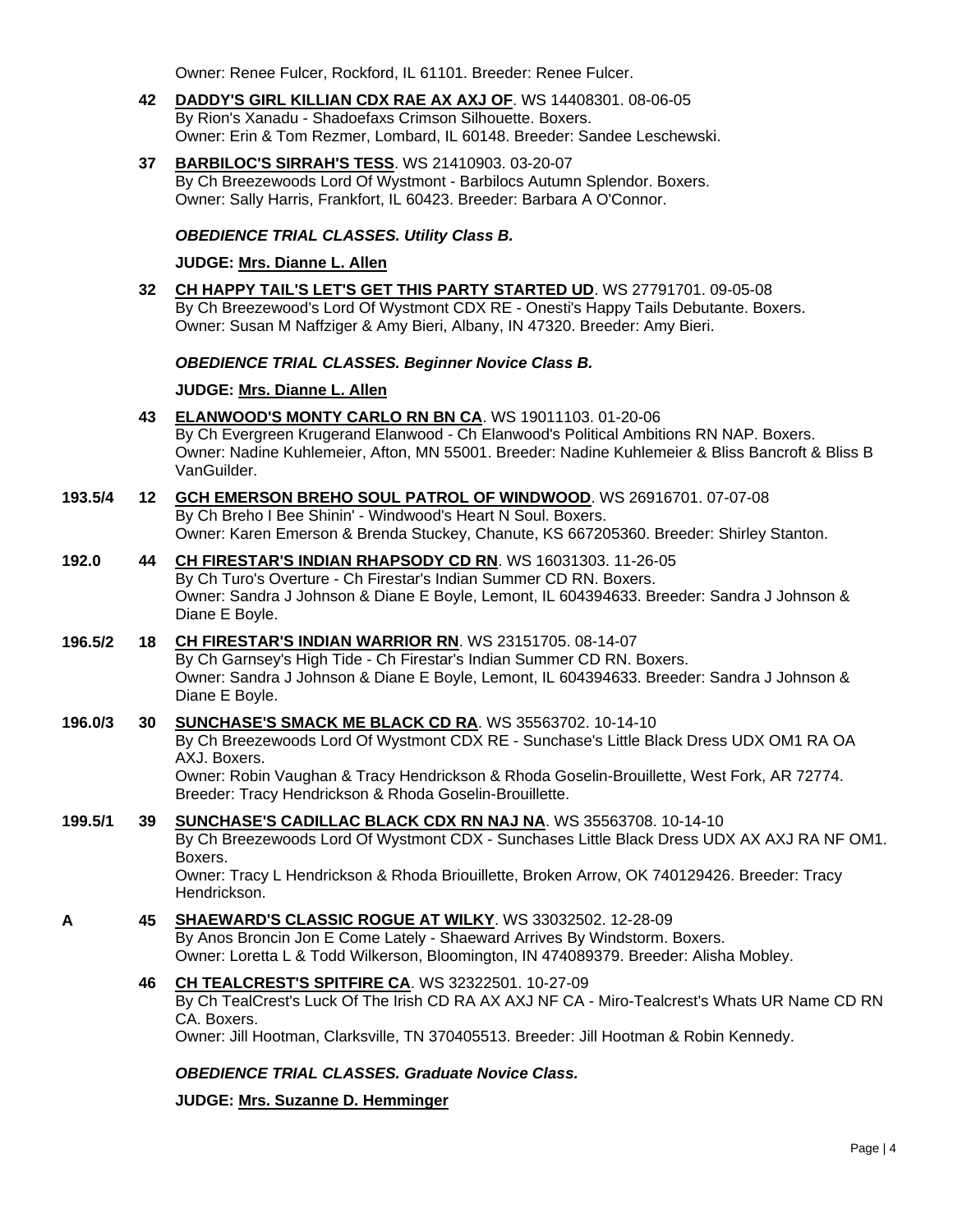Owner: Renee Fulcer, Rockford, IL 61101. Breeder: Renee Fulcer.

42 **DADDY'S GIRL KILLIAN CDX RAE AX AXJ OF**. WS 14408301. 08-06-05
By Rion's Xanadu - Shadoefaxs Crimson Silhouette. Boxers.
Owner: Erin & Tom Rezmer, Lombard, IL 60148. Breeder: Sandee Leschewski.

37 **BARBILOC'S SIRRAH'S TESS**. WS 21410903. 03-20-07
By Ch Breezewoods Lord Of Wystmont - Barbilocs Autumn Splendor. Boxers.
Owner: Sally Harris, Frankfort, IL 60423. Breeder: Barbara A O'Connor.

***OBEDIENCE TRIAL CLASSES. Utility Class B.***

**JUDGE: Mrs. Dianne L. Allen**

32 **CH HAPPY TAIL'S LET'S GET THIS PARTY STARTED UD**. WS 27791701. 09-05-08
By Ch Breezewood's Lord Of Wystmont CDX RE - Onesti's Happy Tails Debutante. Boxers.
Owner: Susan M Naffziger & Amy Bieri, Albany, IN 47320. Breeder: Amy Bieri.

***OBEDIENCE TRIAL CLASSES. Beginner Novice Class B.***

**JUDGE: Mrs. Dianne L. Allen**

43 **ELANWOOD'S MONTY CARLO RN BN CA**. WS 19011103. 01-20-06
By Ch Evergreen Krugerand Elanwood - Ch Elanwood's Political Ambitions RN NAP. Boxers.
Owner: Nadine Kuhlemeier, Afton, MN 55001. Breeder: Nadine Kuhlemeier & Bliss Bancroft & Bliss B VanGuilder.

193.5/4 12 **GCH EMERSON BREHO SOUL PATROL OF WINDWOOD**. WS 26916701. 07-07-08
By Ch Breho I Bee Shinin' - Windwood's Heart N Soul. Boxers.
Owner: Karen Emerson & Brenda Stuckey, Chanute, KS 667205360. Breeder: Shirley Stanton.

192.0 44 **CH FIRESTAR'S INDIAN RHAPSODY CD RN**. WS 16031303. 11-26-05
By Ch Turo's Overture - Ch Firestar's Indian Summer CD RN. Boxers.
Owner: Sandra J Johnson & Diane E Boyle, Lemont, IL 604394633. Breeder: Sandra J Johnson & Diane E Boyle.

196.5/2 18 **CH FIRESTAR'S INDIAN WARRIOR RN**. WS 23151705. 08-14-07
By Ch Garnsey's High Tide - Ch Firestar's Indian Summer CD RN. Boxers.
Owner: Sandra J Johnson & Diane E Boyle, Lemont, IL 604394633. Breeder: Sandra J Johnson & Diane E Boyle.

196.0/3 30 **SUNCHASE'S SMACK ME BLACK CD RA**. WS 35563702. 10-14-10
By Ch Breezewoods Lord Of Wystmont CDX RE - Sunchase's Little Black Dress UDX OM1 RA OA AXJ. Boxers.
Owner: Robin Vaughan & Tracy Hendrickson & Rhoda Goselin-Brouillette, West Fork, AR 72774. Breeder: Tracy Hendrickson & Rhoda Goselin-Brouillette.

199.5/1 39 **SUNCHASE'S CADILLAC BLACK CDX RN NAJ NA**. WS 35563708. 10-14-10
By Ch Breezewoods Lord Of Wystmont CDX - Sunchases Little Black Dress UDX AX AXJ RA NF OM1. Boxers.
Owner: Tracy L Hendrickson & Rhoda Briouillette, Broken Arrow, OK 740129426. Breeder: Tracy Hendrickson.

A 45 **SHAEWARD'S CLASSIC ROGUE AT WILKY**. WS 33032502. 12-28-09
By Anos Broncin Jon E Come Lately - Shaeward Arrives By Windstorm. Boxers.
Owner: Loretta L & Todd Wilkerson, Bloomington, IN 474089379. Breeder: Alisha Mobley.

46 **CH TEALCREST'S SPITFIRE CA**. WS 32322501. 10-27-09
By Ch TealCrest's Luck Of The Irish CD RA AX AXJ NF CA - Miro-Tealcrest's Whats UR Name CD RN CA. Boxers.
Owner: Jill Hootman, Clarksville, TN 370405513. Breeder: Jill Hootman & Robin Kennedy.

***OBEDIENCE TRIAL CLASSES. Graduate Novice Class.***

**JUDGE: Mrs. Suzanne D. Hemminger**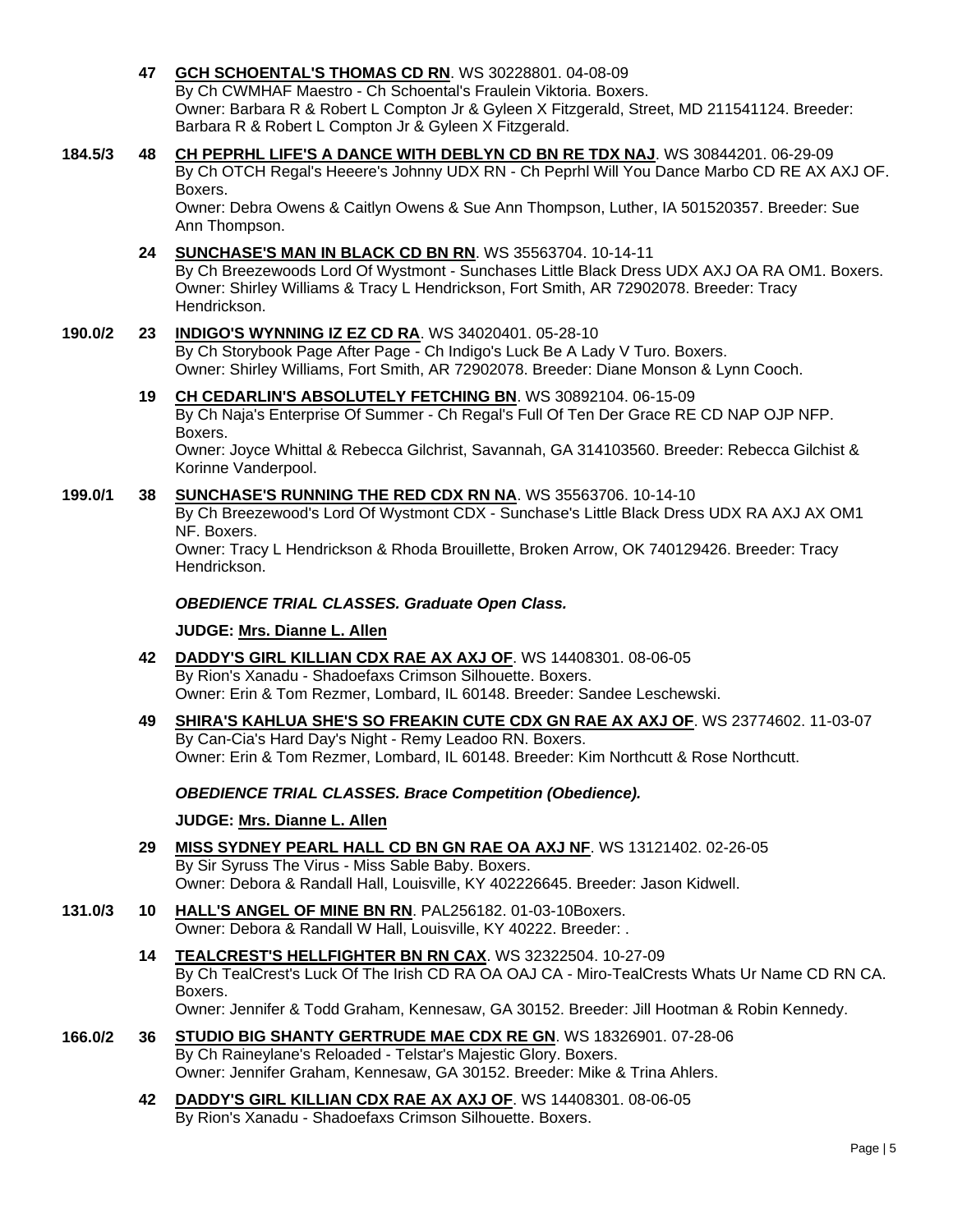**47** **GCH SCHOENTAL'S THOMAS CD RN**. WS 30228801. 04-08-09
By Ch CWMHAF Maestro - Ch Schoental's Fraulein Viktoria. Boxers.
Owner: Barbara R & Robert L Compton Jr & Gyleen X Fitzgerald, Street, MD 211541124. Breeder: Barbara R & Robert L Compton Jr & Gyleen X Fitzgerald.

**184.5/3** **48** **CH PEPRHL LIFE'S A DANCE WITH DEBLYN CD BN RE TDX NAJ**. WS 30844201. 06-29-09
By Ch OTCH Regal's Heeere's Johnny UDX RN - Ch Peprhl Will You Dance Marbo CD RE AX AXJ OF. Boxers.
Owner: Debra Owens & Caitlyn Owens & Sue Ann Thompson, Luther, IA 501520357. Breeder: Sue Ann Thompson.

**24** **SUNCHASE'S MAN IN BLACK CD BN RN**. WS 35563704. 10-14-11
By Ch Breezewoods Lord Of Wystmont - Sunchases Little Black Dress UDX AXJ OA RA OM1. Boxers.
Owner: Shirley Williams & Tracy L Hendrickson, Fort Smith, AR 72902078. Breeder: Tracy Hendrickson.

**190.0/2** **23** **INDIGO'S WYNNING IZ EZ CD RA**. WS 34020401. 05-28-10
By Ch Storybook Page After Page - Ch Indigo's Luck Be A Lady V Turo. Boxers.
Owner: Shirley Williams, Fort Smith, AR 72902078. Breeder: Diane Monson & Lynn Cooch.

**19** **CH CEDARLIN'S ABSOLUTELY FETCHING BN**. WS 30892104. 06-15-09
By Ch Naja's Enterprise Of Summer - Ch Regal's Full Of Ten Der Grace RE CD NAP OJP NFP. Boxers.
Owner: Joyce Whittal & Rebecca Gilchrist, Savannah, GA 314103560. Breeder: Rebecca Gilchist & Korinne Vanderpool.

**199.0/1** **38** **SUNCHASE'S RUNNING THE RED CDX RN NA**. WS 35563706. 10-14-10
By Ch Breezewood's Lord Of Wystmont CDX - Sunchase's Little Black Dress UDX RA AXJ AX OM1 NF. Boxers.
Owner: Tracy L Hendrickson & Rhoda Brouillette, Broken Arrow, OK 740129426. Breeder: Tracy Hendrickson.

***OBEDIENCE TRIAL CLASSES. Graduate Open Class.***

**JUDGE: Mrs. Dianne L. Allen**

**42** **DADDY'S GIRL KILLIAN CDX RAE AX AXJ OF**. WS 14408301. 08-06-05
By Rion's Xanadu - Shadoefaxs Crimson Silhouette. Boxers.
Owner: Erin & Tom Rezmer, Lombard, IL 60148. Breeder: Sandee Leschewski.

**49** **SHIRA'S KAHLUA SHE'S SO FREAKIN CUTE CDX GN RAE AX AXJ OF**. WS 23774602. 11-03-07
By Can-Cia's Hard Day's Night - Remy Leadoo RN. Boxers.
Owner: Erin & Tom Rezmer, Lombard, IL 60148. Breeder: Kim Northcutt & Rose Northcutt.

***OBEDIENCE TRIAL CLASSES. Brace Competition (Obedience).***

**JUDGE: Mrs. Dianne L. Allen**

**29** **MISS SYDNEY PEARL HALL CD BN GN RAE OA AXJ NF**. WS 13121402. 02-26-05
By Sir Syruss The Virus - Miss Sable Baby. Boxers.
Owner: Debora & Randall Hall, Louisville, KY 402226645. Breeder: Jason Kidwell.

**131.0/3** **10** **HALL'S ANGEL OF MINE BN RN**. PAL256182. 01-03-10Boxers.
Owner: Debora & Randall W Hall, Louisville, KY 40222. Breeder: .

**14** **TEALCREST'S HELLFIGHTER BN RN CAX**. WS 32322504. 10-27-09
By Ch TealCrest's Luck Of The Irish CD RA OA OAJ CA - Miro-TealCrests Whats Ur Name CD RN CA. Boxers.
Owner: Jennifer & Todd Graham, Kennesaw, GA 30152. Breeder: Jill Hootman & Robin Kennedy.

**166.0/2** **36** **STUDIO BIG SHANTY GERTRUDE MAE CDX RE GN**. WS 18326901. 07-28-06
By Ch Raineylane's Reloaded - Telstar's Majestic Glory. Boxers.
Owner: Jennifer Graham, Kennesaw, GA 30152. Breeder: Mike & Trina Ahlers.

**42** **DADDY'S GIRL KILLIAN CDX RAE AX AXJ OF**. WS 14408301. 08-06-05
By Rion's Xanadu - Shadoefaxs Crimson Silhouette. Boxers.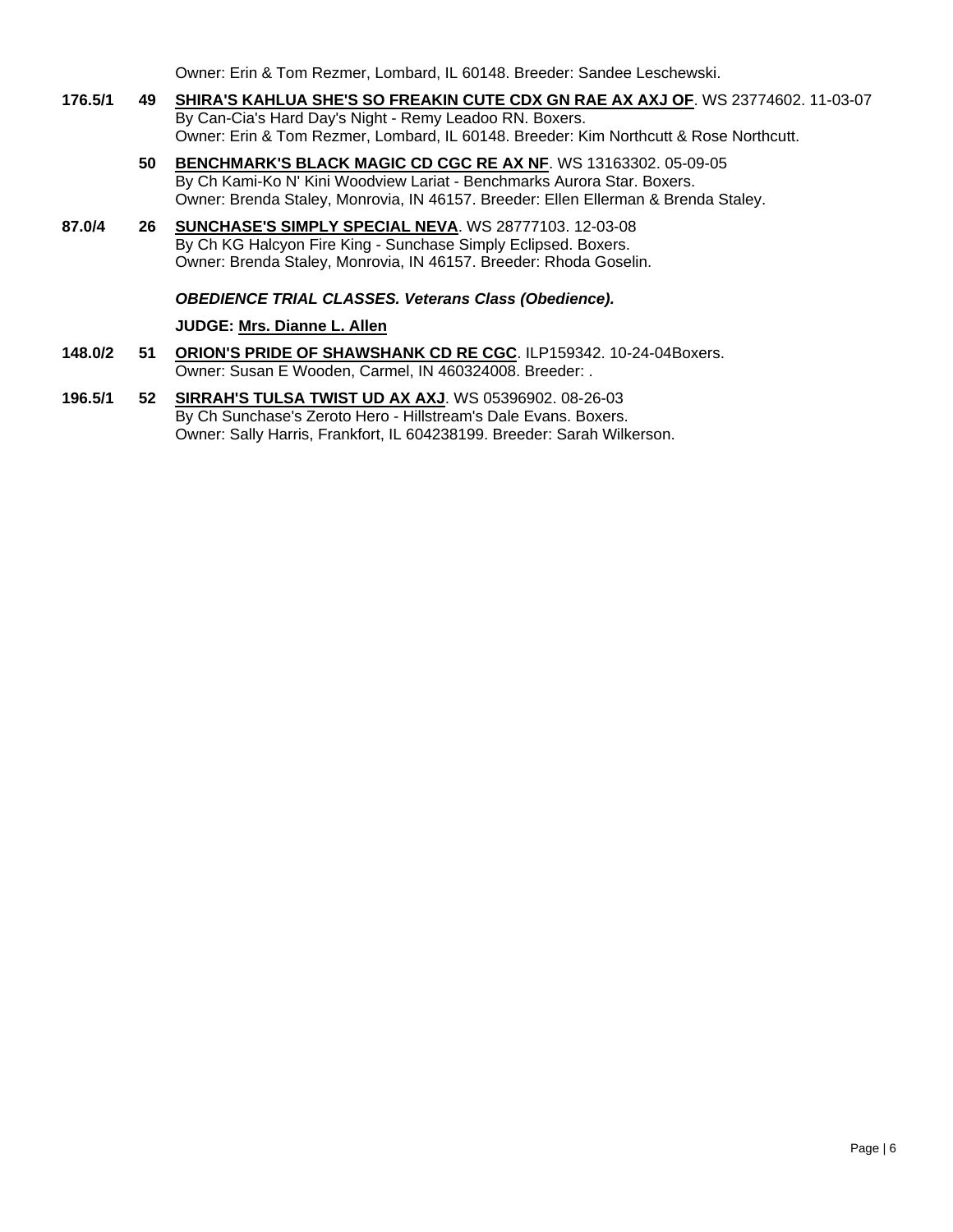Owner: Erin & Tom Rezmer, Lombard, IL 60148. Breeder: Sandee Leschewski.

**176.5/1** **49** **SHIRA'S KAHLUA SHE'S SO FREAKIN CUTE CDX GN RAE AX AXJ OF**. WS 23774602. 11-03-07
By Can-Cia's Hard Day's Night - Remy Leadoo RN. Boxers.
Owner: Erin & Tom Rezmer, Lombard, IL 60148. Breeder: Kim Northcutt & Rose Northcutt.

**50** **BENCHMARK'S BLACK MAGIC CD CGC RE AX NF**. WS 13163302. 05-09-05
By Ch Kami-Ko N' Kini Woodview Lariat - Benchmarks Aurora Star. Boxers.
Owner: Brenda Staley, Monrovia, IN 46157. Breeder: Ellen Ellerman & Brenda Staley.

**87.0/4** **26** **SUNCHASE'S SIMPLY SPECIAL NEVA**. WS 28777103. 12-03-08
By Ch KG Halcyon Fire King - Sunchase Simply Eclipsed. Boxers.
Owner: Brenda Staley, Monrovia, IN 46157. Breeder: Rhoda Goselin.

***OBEDIENCE TRIAL CLASSES. Veterans Class (Obedience).***

**JUDGE: Mrs. Dianne L. Allen**

**148.0/2** **51** **ORION'S PRIDE OF SHAWSHANK CD RE CGC**. ILP159342. 10-24-04Boxers.
Owner: Susan E Wooden, Carmel, IN 460324008. Breeder: .

**196.5/1** **52** **SIRRAH'S TULSA TWIST UD AX AXJ**. WS 05396902. 08-26-03
By Ch Sunchase's Zeroto Hero - Hillstream's Dale Evans. Boxers.
Owner: Sally Harris, Frankfort, IL 604238199. Breeder: Sarah Wilkerson.